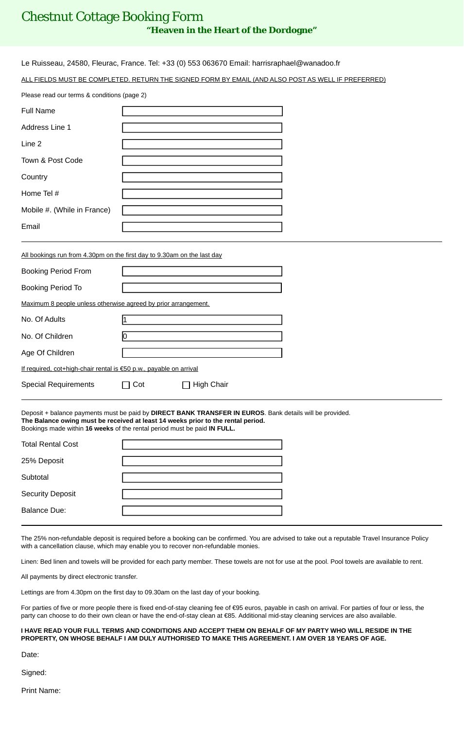# Chestnut Cottage Booking Form

## "Heaven in the Heart of the Dordogne"

Le Ruisseau, 24580, Fleurac, France. Tel: +33 (0) 553 063670 Email: harrisraphael@wanadoo.fr

ALL FIELDS MUST BE COMPLETED. RETURN THE SIGNED FORM BY EMAIL (AND ALSO POST AS WELL IF PREFERRED)

Please read our terms & conditions (page 2)

| | |
|---|---|
| Full Name | |
| Address Line 1 | |
| Line 2 | |
| Town & Post Code | |
| Country | |
| Home Tel # | |
| Mobile #. (While in France) | |
| Email | |

---

All bookings run from 4.30pm on the first day to 9.30am on the last day

| | |
|---|---|
| Booking Period From | |
| Booking Period To | |

Maximum 8 people unless otherwise agreed by prior arrangement.

| | |
|---|---|
| No. Of Adults | 1 |
| No. Of Children | 0 |
| Age Of Children | |

If required, cot+high-chair rental is €50 p.w., payable on arrival

Special Requirements ☐ Cot ☐ High Chair

---

Deposit + balance payments must be paid by **DIRECT BANK TRANSFER IN EUROS**. Bank details will be provided.
**The Balance owing must be received at least 14 weeks prior to the rental period.**
Bookings made within **16 weeks** of the rental period must be paid **IN FULL.**

| | |
|---|---|
| Total Rental Cost | |
| 25% Deposit | |
| Subtotal | |
| Security Deposit | |
| Balance Due: | |

---

The 25% non-refundable deposit is required before a booking can be confirmed. You are advised to take out a reputable Travel Insurance Policy with a cancellation clause, which may enable you to recover non-refundable monies.

Linen: Bed linen and towels will be provided for each party member. These towels are not for use at the pool. Pool towels are available to rent.

All payments by direct electronic transfer.

Lettings are from 4.30pm on the first day to 09.30am on the last day of your booking.

For parties of five or more people there is fixed end-of-stay cleaning fee of €95 euros, payable in cash on arrival. For parties of four or less, the party can choose to do their own clean or have the end-of-stay clean at €85. Additional mid-stay cleaning services are also available.

**I HAVE READ YOUR FULL TERMS AND CONDITIONS AND ACCEPT THEM ON BEHALF OF MY PARTY WHO WILL RESIDE IN THE PROPERTY, ON WHOSE BEHALF I AM DULY AUTHORISED TO MAKE THIS AGREEMENT. I AM OVER 18 YEARS OF AGE.**

Date:

Signed:

Print Name: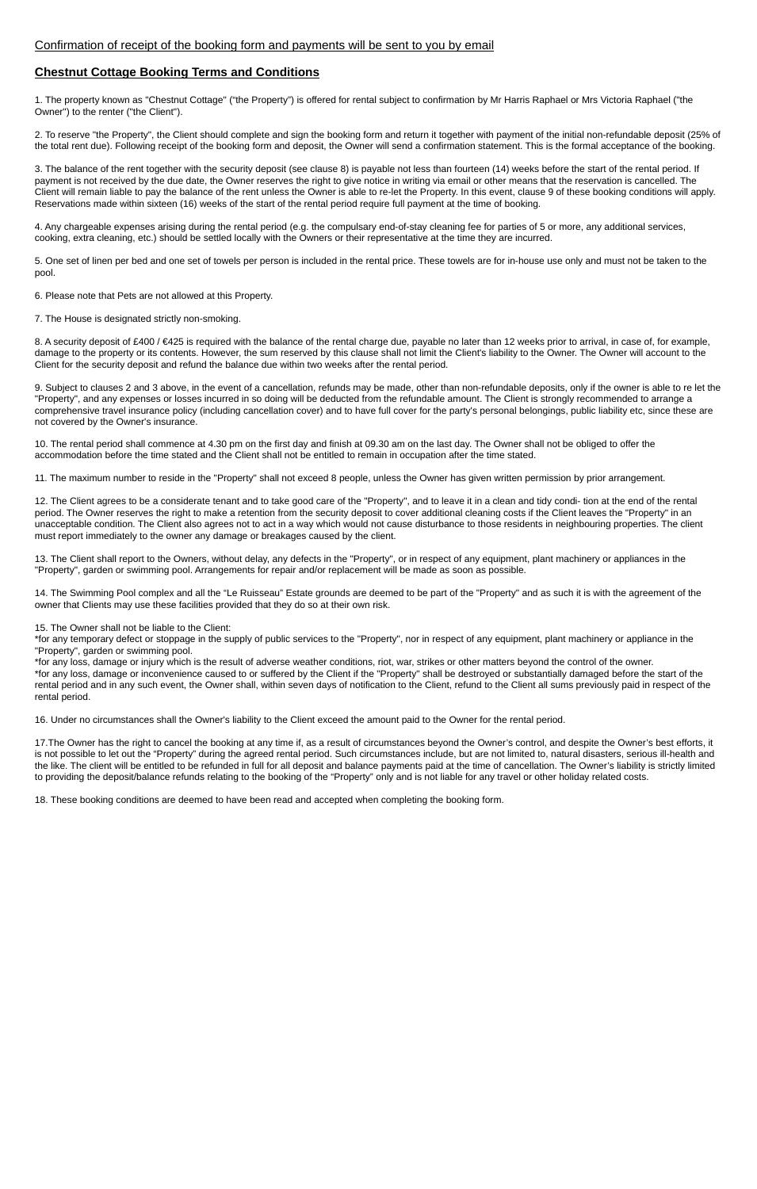Confirmation of receipt of the booking form and payments will be sent to you by email

## **Chestnut Cottage Booking Terms and Conditions**

1. The property known as "Chestnut Cottage" ("the Property") is offered for rental subject to confirmation by Mr Harris Raphael or Mrs Victoria Raphael ("the Owner") to the renter ("the Client").

2. To reserve "the Property", the Client should complete and sign the booking form and return it together with payment of the initial non-refundable deposit (25% of the total rent due). Following receipt of the booking form and deposit, the Owner will send a confirmation statement. This is the formal acceptance of the booking.

3. The balance of the rent together with the security deposit (see clause 8) is payable not less than fourteen (14) weeks before the start of the rental period. If payment is not received by the due date, the Owner reserves the right to give notice in writing via email or other means that the reservation is cancelled. The Client will remain liable to pay the balance of the rent unless the Owner is able to re-let the Property. In this event, clause 9 of these booking conditions will apply. Reservations made within sixteen (16) weeks of the start of the rental period require full payment at the time of booking.

4. Any chargeable expenses arising during the rental period (e.g. the compulsary end-of-stay cleaning fee for parties of 5 or more, any additional services, cooking, extra cleaning, etc.) should be settled locally with the Owners or their representative at the time they are incurred.

5. One set of linen per bed and one set of towels per person is included in the rental price. These towels are for in-house use only and must not be taken to the pool.

6. Please note that Pets are not allowed at this Property.

7. The House is designated strictly non-smoking.

8. A security deposit of £400 / €425 is required with the balance of the rental charge due, payable no later than 12 weeks prior to arrival, in case of, for example, damage to the property or its contents. However, the sum reserved by this clause shall not limit the Client's liability to the Owner. The Owner will account to the Client for the security deposit and refund the balance due within two weeks after the rental period.

9. Subject to clauses 2 and 3 above, in the event of a cancellation, refunds may be made, other than non-refundable deposits, only if the owner is able to re let the "Property", and any expenses or losses incurred in so doing will be deducted from the refundable amount. The Client is strongly recommended to arrange a comprehensive travel insurance policy (including cancellation cover) and to have full cover for the party's personal belongings, public liability etc, since these are not covered by the Owner's insurance.

10. The rental period shall commence at 4.30 pm on the first day and finish at 09.30 am on the last day. The Owner shall not be obliged to offer the accommodation before the time stated and the Client shall not be entitled to remain in occupation after the time stated.

11. The maximum number to reside in the "Property" shall not exceed 8 people, unless the Owner has given written permission by prior arrangement.

12. The Client agrees to be a considerate tenant and to take good care of the "Property", and to leave it in a clean and tidy condi- tion at the end of the rental period. The Owner reserves the right to make a retention from the security deposit to cover additional cleaning costs if the Client leaves the "Property" in an unacceptable condition. The Client also agrees not to act in a way which would not cause disturbance to those residents in neighbouring properties. The client must report immediately to the owner any damage or breakages caused by the client.

13. The Client shall report to the Owners, without delay, any defects in the "Property", or in respect of any equipment, plant machinery or appliances in the "Property", garden or swimming pool. Arrangements for repair and/or replacement will be made as soon as possible.

14. The Swimming Pool complex and all the "Le Ruisseau" Estate grounds are deemed to be part of the "Property" and as such it is with the agreement of the owner that Clients may use these facilities provided that they do so at their own risk.

15. The Owner shall not be liable to the Client:
*for any temporary defect or stoppage in the supply of public services to the "Property", nor in respect of any equipment, plant machinery or appliance in the "Property", garden or swimming pool.
*for any loss, damage or injury which is the result of adverse weather conditions, riot, war, strikes or other matters beyond the control of the owner.
*for any loss, damage or inconvenience caused to or suffered by the Client if the "Property" shall be destroyed or substantially damaged before the start of the rental period and in any such event, the Owner shall, within seven days of notification to the Client, refund to the Client all sums previously paid in respect of the rental period.

16. Under no circumstances shall the Owner's liability to the Client exceed the amount paid to the Owner for the rental period.

17.The Owner has the right to cancel the booking at any time if, as a result of circumstances beyond the Owner's control, and despite the Owner's best efforts, it is not possible to let out the "Property" during the agreed rental period. Such circumstances include, but are not limited to, natural disasters, serious ill-health and the like. The client will be entitled to be refunded in full for all deposit and balance payments paid at the time of cancellation. The Owner's liability is strictly limited to providing the deposit/balance refunds relating to the booking of the "Property" only and is not liable for any travel or other holiday related costs.

18. These booking conditions are deemed to have been read and accepted when completing the booking form.